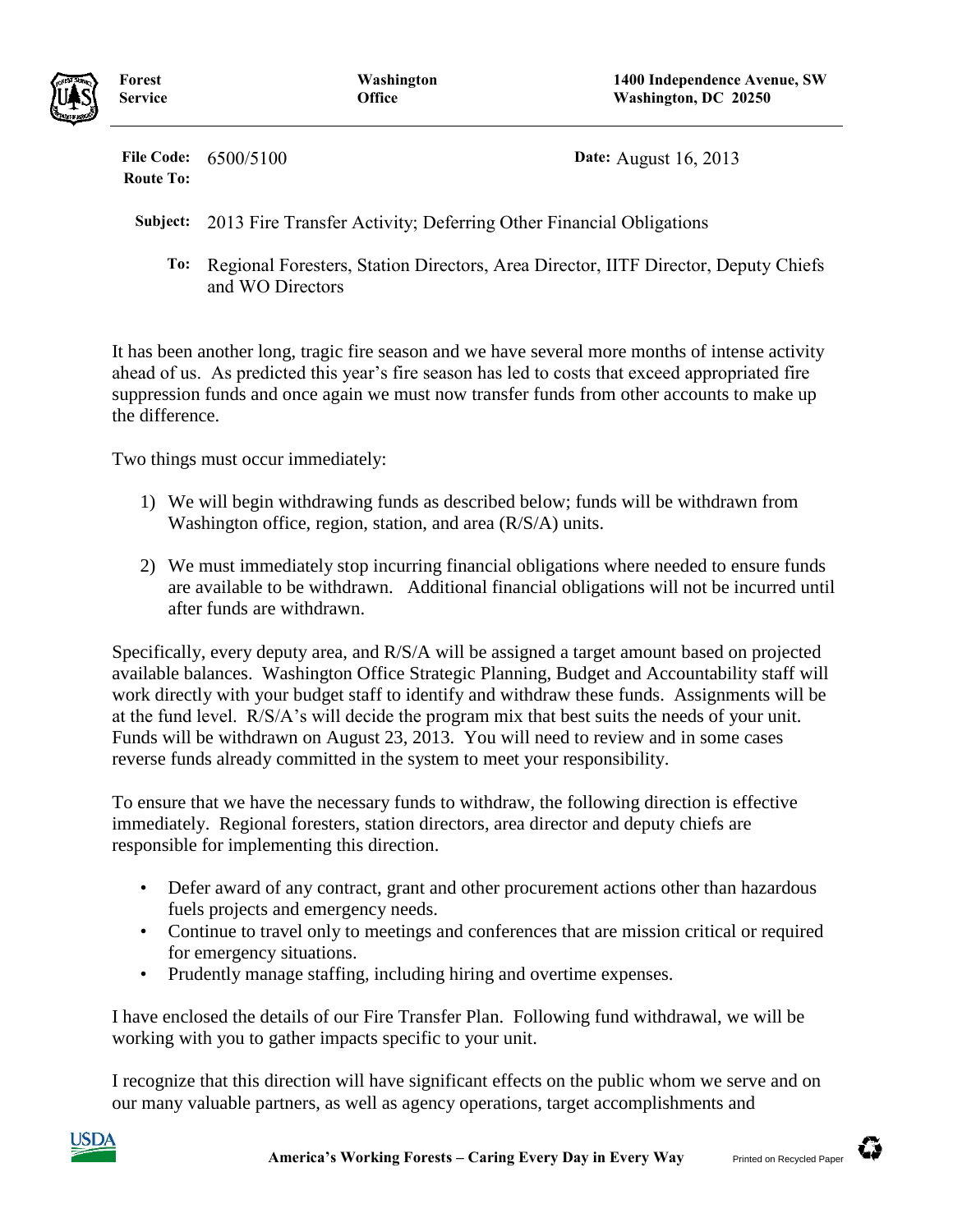**Forest Service** | **Washington Office** | **1400 Independence Avenue, SW Washington, DC 20250**

---

**File Code:** 6500/5100

**Route To:**

**Date:** August 16, 2013

**Subject:** 2013 Fire Transfer Activity; Deferring Other Financial Obligations

**To:** Regional Foresters, Station Directors, Area Director, IITF Director, Deputy Chiefs and WO Directors

It has been another long, tragic fire season and we have several more months of intense activity ahead of us. As predicted this year's fire season has led to costs that exceed appropriated fire suppression funds and once again we must now transfer funds from other accounts to make up the difference.

Two things must occur immediately:

1) We will begin withdrawing funds as described below; funds will be withdrawn from Washington office, region, station, and area (R/S/A) units.
2) We must immediately stop incurring financial obligations where needed to ensure funds are available to be withdrawn. Additional financial obligations will not be incurred until after funds are withdrawn.

Specifically, every deputy area, and R/S/A will be assigned a target amount based on projected available balances. Washington Office Strategic Planning, Budget and Accountability staff will work directly with your budget staff to identify and withdraw these funds. Assignments will be at the fund level. R/S/A's will decide the program mix that best suits the needs of your unit. Funds will be withdrawn on August 23, 2013. You will need to review and in some cases reverse funds already committed in the system to meet your responsibility.

To ensure that we have the necessary funds to withdraw, the following direction is effective immediately. Regional foresters, station directors, area director and deputy chiefs are responsible for implementing this direction.

- Defer award of any contract, grant and other procurement actions other than hazardous fuels projects and emergency needs.
- Continue to travel only to meetings and conferences that are mission critical or required for emergency situations.
- Prudently manage staffing, including hiring and overtime expenses.

I have enclosed the details of our Fire Transfer Plan. Following fund withdrawal, we will be working with you to gather impacts specific to your unit.

I recognize that this direction will have significant effects on the public whom we serve and on our many valuable partners, as well as agency operations, target accomplishments and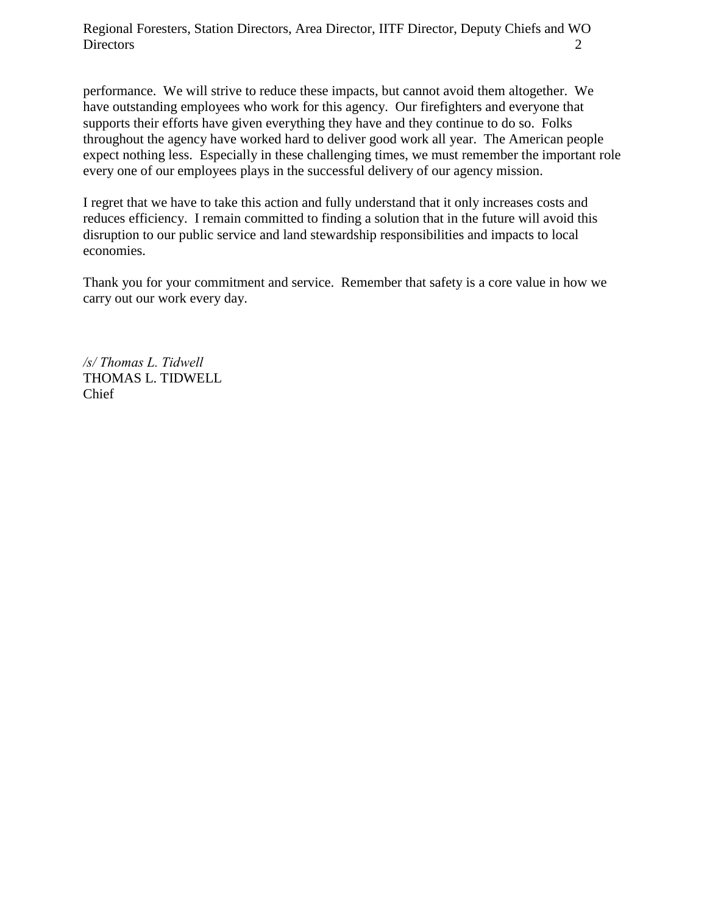performance. We will strive to reduce these impacts, but cannot avoid them altogether. We have outstanding employees who work for this agency. Our firefighters and everyone that supports their efforts have given everything they have and they continue to do so. Folks throughout the agency have worked hard to deliver good work all year. The American people expect nothing less. Especially in these challenging times, we must remember the important role every one of our employees plays in the successful delivery of our agency mission.

I regret that we have to take this action and fully understand that it only increases costs and reduces efficiency. I remain committed to finding a solution that in the future will avoid this disruption to our public service and land stewardship responsibilities and impacts to local economies.

Thank you for your commitment and service. Remember that safety is a core value in how we carry out our work every day.

*/s/ Thomas L. Tidwell*  
THOMAS L. TIDWELL  
Chief